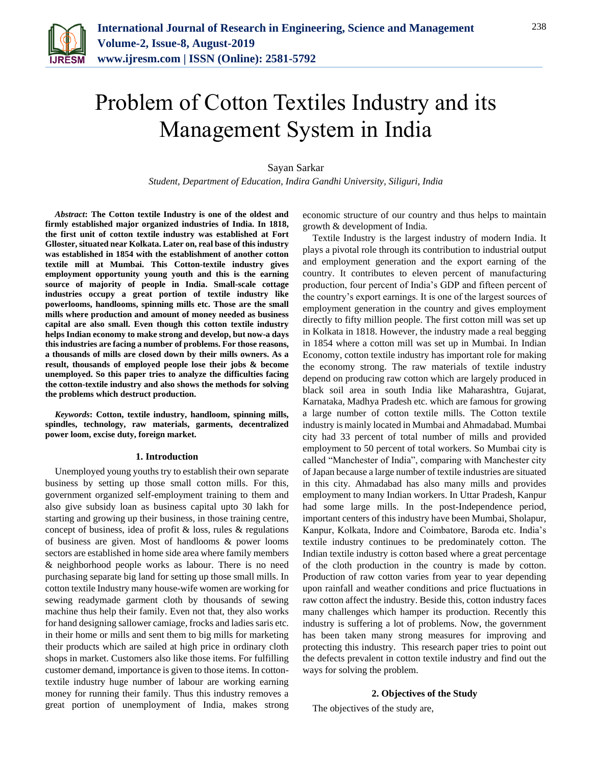# Problem of Cotton Textiles Industry and its Management System in India

Sayan Sarkar

*Student, Department of Education, Indira Gandhi University, Siliguri, India*

***Abstract*: The Cotton textile Industry is one of the oldest and firmly established major organized industries of India. In 1818, the first unit of cotton textile industry was established at Fort Glloster, situated near Kolkata. Later on, real base of this industry was established in 1854 with the establishment of another cotton textile mill at Mumbai. This Cotton-textile industry gives employment opportunity young youth and this is the earning source of majority of people in India. Small-scale cottage industries occupy a great portion of textile industry like powerlooms, handlooms, spinning mills etc. Those are the small mills where production and amount of money needed as business capital are also small. Even though this cotton textile industry helps Indian economy to make strong and develop, but now-a days this industries are facing a number of problems. For those reasons, a thousands of mills are closed down by their mills owners. As a result, thousands of employed people lose their jobs & become unemployed. So this paper tries to analyze the difficulties facing the cotton-textile industry and also shows the methods for solving the problems which destruct production.**

***Keywords*: Cotton, textile industry, handloom, spinning mills, spindles, technology, raw materials, garments, decentralized power loom, excise duty, foreign market.**

## 1. Introduction

Unemployed young youths try to establish their own separate business by setting up those small cotton mills. For this, government organized self-employment training to them and also give subsidy loan as business capital upto 30 lakh for starting and growing up their business, in those training centre, concept of business, idea of profit & loss, rules & regulations of business are given. Most of handlooms & power looms sectors are established in home side area where family members & neighborhood people works as labour. There is no need purchasing separate big land for setting up those small mills. In cotton textile Industry many house-wife women are working for sewing readymade garment cloth by thousands of sewing machine thus help their family. Even not that, they also works for hand designing sallower camiage, frocks and ladies saris etc. in their home or mills and sent them to big mills for marketing their products which are sailed at high price in ordinary cloth shops in market. Customers also like those items. For fulfilling customer demand, importance is given to those items. In cotton-textile industry huge number of labour are working earning money for running their family. Thus this industry removes a great portion of unemployment of India, makes strong economic structure of our country and thus helps to maintain growth & development of India.

Textile Industry is the largest industry of modern India. It plays a pivotal role through its contribution to industrial output and employment generation and the export earning of the country. It contributes to eleven percent of manufacturing production, four percent of India's GDP and fifteen percent of the country's export earnings. It is one of the largest sources of employment generation in the country and gives employment directly to fifty million people. The first cotton mill was set up in Kolkata in 1818. However, the industry made a real begging in 1854 where a cotton mill was set up in Mumbai. In Indian Economy, cotton textile industry has important role for making the economy strong. The raw materials of textile industry depend on producing raw cotton which are largely produced in black soil area in south India like Maharashtra, Gujarat, Karnataka, Madhya Pradesh etc. which are famous for growing a large number of cotton textile mills. The Cotton textile industry is mainly located in Mumbai and Ahmadabad. Mumbai city had 33 percent of total number of mills and provided employment to 50 percent of total workers. So Mumbai city is called "Manchester of India", comparing with Manchester city of Japan because a large number of textile industries are situated in this city. Ahmadabad has also many mills and provides employment to many Indian workers. In Uttar Pradesh, Kanpur had some large mills. In the post-Independence period, important centers of this industry have been Mumbai, Sholapur, Kanpur, Kolkata, Indore and Coimbatore, Baroda etc. India's textile industry continues to be predominately cotton. The Indian textile industry is cotton based where a great percentage of the cloth production in the country is made by cotton. Production of raw cotton varies from year to year depending upon rainfall and weather conditions and price fluctuations in raw cotton affect the industry. Beside this, cotton industry faces many challenges which hamper its production. Recently this industry is suffering a lot of problems. Now, the government has been taken many strong measures for improving and protecting this industry. This research paper tries to point out the defects prevalent in cotton textile industry and find out the ways for solving the problem.

## 2. Objectives of the Study

The objectives of the study are,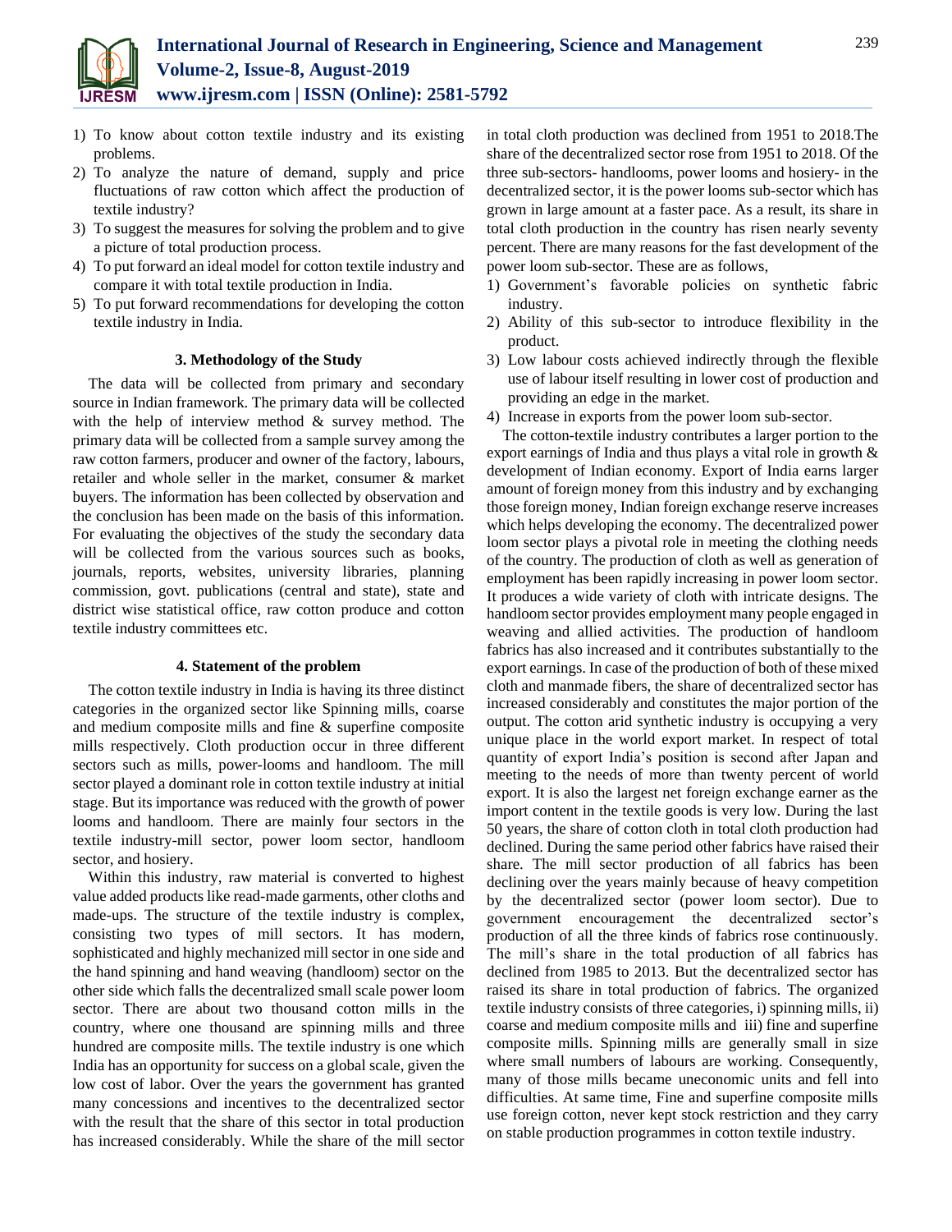1) To know about cotton textile industry and its existing problems.
2) To analyze the nature of demand, supply and price fluctuations of raw cotton which affect the production of textile industry?
3) To suggest the measures for solving the problem and to give a picture of total production process.
4) To put forward an ideal model for cotton textile industry and compare it with total textile production in India.
5) To put forward recommendations for developing the cotton textile industry in India.

### 3. Methodology of the Study

The data will be collected from primary and secondary source in Indian framework. The primary data will be collected with the help of interview method & survey method. The primary data will be collected from a sample survey among the raw cotton farmers, producer and owner of the factory, labours, retailer and whole seller in the market, consumer & market buyers. The information has been collected by observation and the conclusion has been made on the basis of this information. For evaluating the objectives of the study the secondary data will be collected from the various sources such as books, journals, reports, websites, university libraries, planning commission, govt. publications (central and state), state and district wise statistical office, raw cotton produce and cotton textile industry committees etc.

### 4. Statement of the problem

The cotton textile industry in India is having its three distinct categories in the organized sector like Spinning mills, coarse and medium composite mills and fine & superfine composite mills respectively. Cloth production occur in three different sectors such as mills, power-looms and handloom. The mill sector played a dominant role in cotton textile industry at initial stage. But its importance was reduced with the growth of power looms and handloom. There are mainly four sectors in the textile industry-mill sector, power loom sector, handloom sector, and hosiery.

Within this industry, raw material is converted to highest value added products like read-made garments, other cloths and made-ups. The structure of the textile industry is complex, consisting two types of mill sectors. It has modern, sophisticated and highly mechanized mill sector in one side and the hand spinning and hand weaving (handloom) sector on the other side which falls the decentralized small scale power loom sector. There are about two thousand cotton mills in the country, where one thousand are spinning mills and three hundred are composite mills. The textile industry is one which India has an opportunity for success on a global scale, given the low cost of labor. Over the years the government has granted many concessions and incentives to the decentralized sector with the result that the share of this sector in total production has increased considerably. While the share of the mill sector in total cloth production was declined from 1951 to 2018.The share of the decentralized sector rose from 1951 to 2018. Of the three sub-sectors- handlooms, power looms and hosiery- in the decentralized sector, it is the power looms sub-sector which has grown in large amount at a faster pace. As a result, its share in total cloth production in the country has risen nearly seventy percent. There are many reasons for the fast development of the power loom sub-sector. These are as follows,

1) Government's favorable policies on synthetic fabric industry.
2) Ability of this sub-sector to introduce flexibility in the product.
3) Low labour costs achieved indirectly through the flexible use of labour itself resulting in lower cost of production and providing an edge in the market.
4) Increase in exports from the power loom sub-sector.

The cotton-textile industry contributes a larger portion to the export earnings of India and thus plays a vital role in growth & development of Indian economy. Export of India earns larger amount of foreign money from this industry and by exchanging those foreign money, Indian foreign exchange reserve increases which helps developing the economy. The decentralized power loom sector plays a pivotal role in meeting the clothing needs of the country. The production of cloth as well as generation of employment has been rapidly increasing in power loom sector. It produces a wide variety of cloth with intricate designs. The handloom sector provides employment many people engaged in weaving and allied activities. The production of handloom fabrics has also increased and it contributes substantially to the export earnings. In case of the production of both of these mixed cloth and manmade fibers, the share of decentralized sector has increased considerably and constitutes the major portion of the output. The cotton arid synthetic industry is occupying a very unique place in the world export market. In respect of total quantity of export India's position is second after Japan and meeting to the needs of more than twenty percent of world export. It is also the largest net foreign exchange earner as the import content in the textile goods is very low. During the last 50 years, the share of cotton cloth in total cloth production had declined. During the same period other fabrics have raised their share. The mill sector production of all fabrics has been declining over the years mainly because of heavy competition by the decentralized sector (power loom sector). Due to government encouragement the decentralized sector's production of all the three kinds of fabrics rose continuously. The mill's share in the total production of all fabrics has declined from 1985 to 2013. But the decentralized sector has raised its share in total production of fabrics. The organized textile industry consists of three categories, i) spinning mills, ii) coarse and medium composite mills and iii) fine and superfine composite mills. Spinning mills are generally small in size where small numbers of labours are working. Consequently, many of those mills became uneconomic units and fell into difficulties. At same time, Fine and superfine composite mills use foreign cotton, never kept stock restriction and they carry on stable production programmes in cotton textile industry.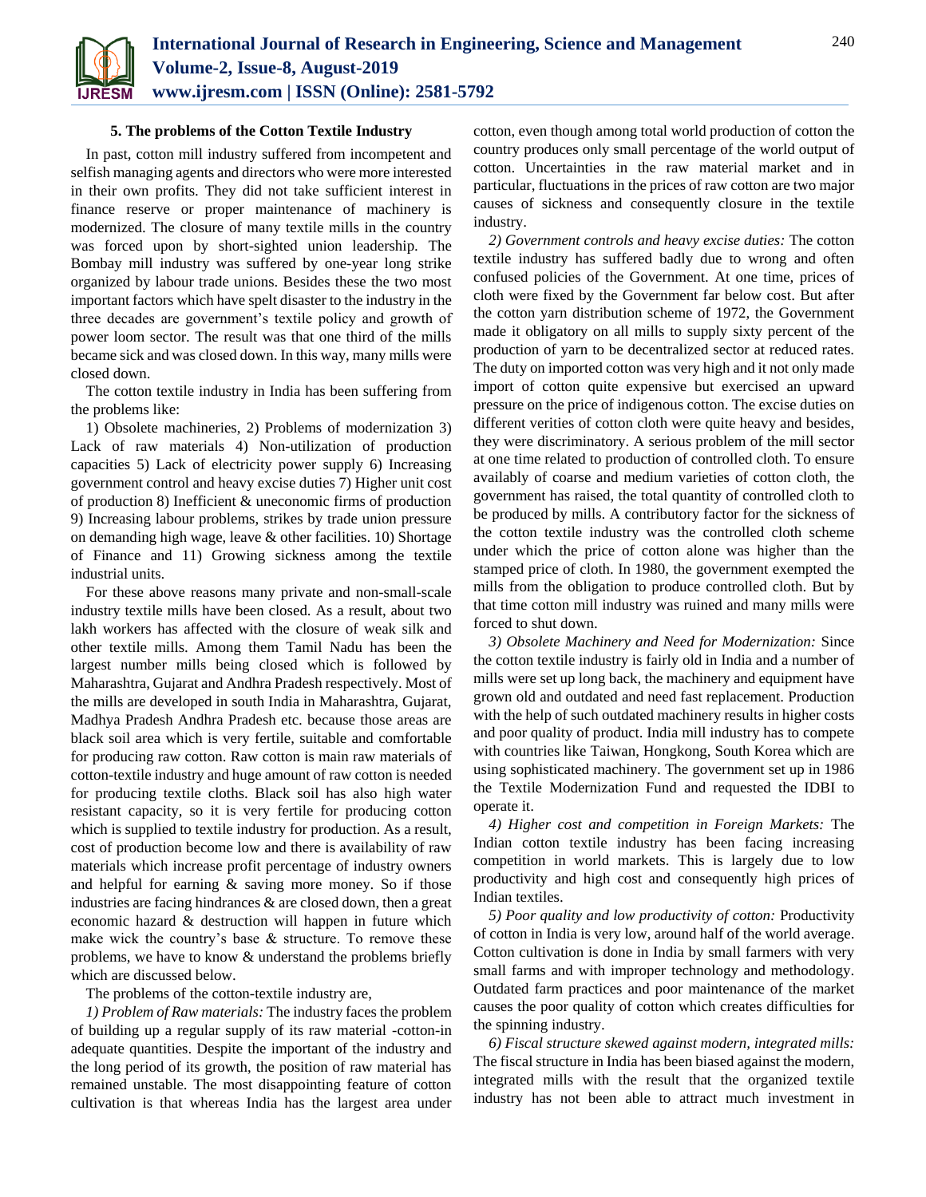### 5. The problems of the Cotton Textile Industry

In past, cotton mill industry suffered from incompetent and selfish managing agents and directors who were more interested in their own profits. They did not take sufficient interest in finance reserve or proper maintenance of machinery is modernized. The closure of many textile mills in the country was forced upon by short-sighted union leadership. The Bombay mill industry was suffered by one-year long strike organized by labour trade unions. Besides these the two most important factors which have spelt disaster to the industry in the three decades are government's textile policy and growth of power loom sector. The result was that one third of the mills became sick and was closed down. In this way, many mills were closed down.

The cotton textile industry in India has been suffering from the problems like:

1) Obsolete machineries, 2) Problems of modernization 3) Lack of raw materials 4) Non-utilization of production capacities 5) Lack of electricity power supply 6) Increasing government control and heavy excise duties 7) Higher unit cost of production 8) Inefficient & uneconomic firms of production 9) Increasing labour problems, strikes by trade union pressure on demanding high wage, leave & other facilities. 10) Shortage of Finance and 11) Growing sickness among the textile industrial units.

For these above reasons many private and non-small-scale industry textile mills have been closed. As a result, about two lakh workers has affected with the closure of weak silk and other textile mills. Among them Tamil Nadu has been the largest number mills being closed which is followed by Maharashtra, Gujarat and Andhra Pradesh respectively. Most of the mills are developed in south India in Maharashtra, Gujarat, Madhya Pradesh Andhra Pradesh etc. because those areas are black soil area which is very fertile, suitable and comfortable for producing raw cotton. Raw cotton is main raw materials of cotton-textile industry and huge amount of raw cotton is needed for producing textile cloths. Black soil has also high water resistant capacity, so it is very fertile for producing cotton which is supplied to textile industry for production. As a result, cost of production become low and there is availability of raw materials which increase profit percentage of industry owners and helpful for earning & saving more money. So if those industries are facing hindrances & are closed down, then a great economic hazard & destruction will happen in future which make wick the country's base & structure. To remove these problems, we have to know & understand the problems briefly which are discussed below.

The problems of the cotton-textile industry are,

*1) Problem of Raw materials:* The industry faces the problem of building up a regular supply of its raw material -cotton-in adequate quantities. Despite the important of the industry and the long period of its growth, the position of raw material has remained unstable. The most disappointing feature of cotton cultivation is that whereas India has the largest area under cotton, even though among total world production of cotton the country produces only small percentage of the world output of cotton. Uncertainties in the raw material market and in particular, fluctuations in the prices of raw cotton are two major causes of sickness and consequently closure in the textile industry.

*2) Government controls and heavy excise duties:* The cotton textile industry has suffered badly due to wrong and often confused policies of the Government. At one time, prices of cloth were fixed by the Government far below cost. But after the cotton yarn distribution scheme of 1972, the Government made it obligatory on all mills to supply sixty percent of the production of yarn to be decentralized sector at reduced rates. The duty on imported cotton was very high and it not only made import of cotton quite expensive but exercised an upward pressure on the price of indigenous cotton. The excise duties on different verities of cotton cloth were quite heavy and besides, they were discriminatory. A serious problem of the mill sector at one time related to production of controlled cloth. To ensure availably of coarse and medium varieties of cotton cloth, the government has raised, the total quantity of controlled cloth to be produced by mills. A contributory factor for the sickness of the cotton textile industry was the controlled cloth scheme under which the price of cotton alone was higher than the stamped price of cloth. In 1980, the government exempted the mills from the obligation to produce controlled cloth. But by that time cotton mill industry was ruined and many mills were forced to shut down.

*3) Obsolete Machinery and Need for Modernization:* Since the cotton textile industry is fairly old in India and a number of mills were set up long back, the machinery and equipment have grown old and outdated and need fast replacement. Production with the help of such outdated machinery results in higher costs and poor quality of product. India mill industry has to compete with countries like Taiwan, Hongkong, South Korea which are using sophisticated machinery. The government set up in 1986 the Textile Modernization Fund and requested the IDBI to operate it.

*4) Higher cost and competition in Foreign Markets:* The Indian cotton textile industry has been facing increasing competition in world markets. This is largely due to low productivity and high cost and consequently high prices of Indian textiles.

*5) Poor quality and low productivity of cotton:* Productivity of cotton in India is very low, around half of the world average. Cotton cultivation is done in India by small farmers with very small farms and with improper technology and methodology. Outdated farm practices and poor maintenance of the market causes the poor quality of cotton which creates difficulties for the spinning industry.

*6) Fiscal structure skewed against modern, integrated mills:* The fiscal structure in India has been biased against the modern, integrated mills with the result that the organized textile industry has not been able to attract much investment in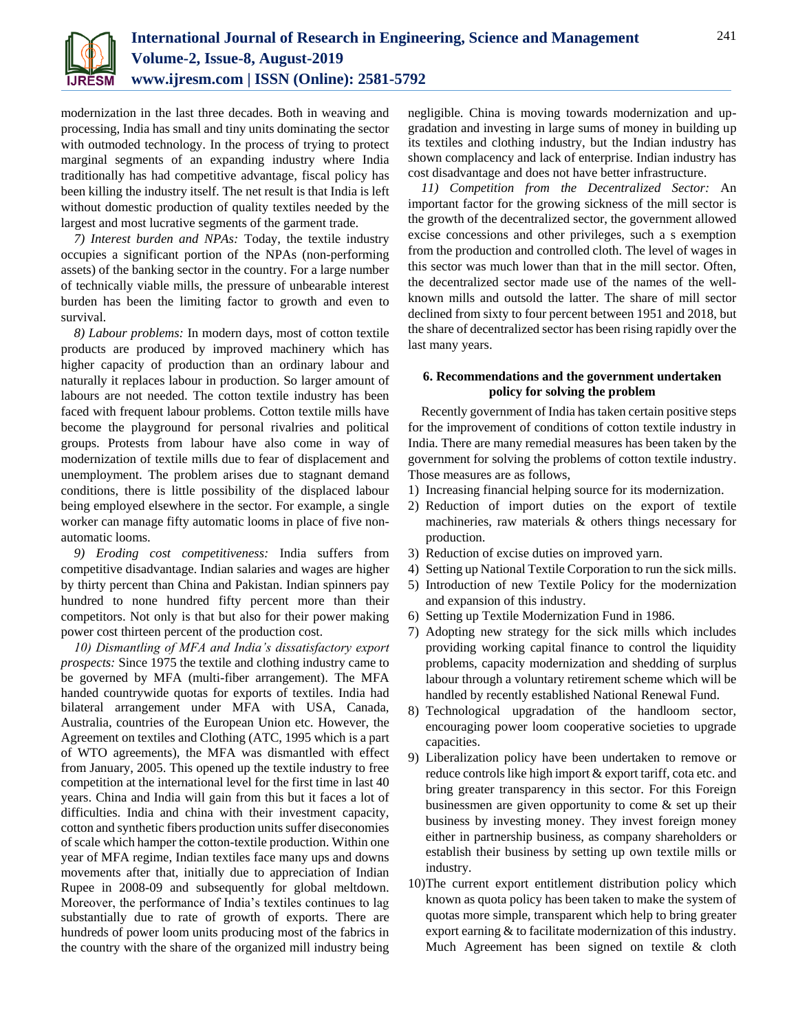modernization in the last three decades. Both in weaving and processing, India has small and tiny units dominating the sector with outmoded technology. In the process of trying to protect marginal segments of an expanding industry where India traditionally has had competitive advantage, fiscal policy has been killing the industry itself. The net result is that India is left without domestic production of quality textiles needed by the largest and most lucrative segments of the garment trade.

*7) Interest burden and NPAs:* Today, the textile industry occupies a significant portion of the NPAs (non-performing assets) of the banking sector in the country. For a large number of technically viable mills, the pressure of unbearable interest burden has been the limiting factor to growth and even to survival.

*8) Labour problems:* In modern days, most of cotton textile products are produced by improved machinery which has higher capacity of production than an ordinary labour and naturally it replaces labour in production. So larger amount of labours are not needed. The cotton textile industry has been faced with frequent labour problems. Cotton textile mills have become the playground for personal rivalries and political groups. Protests from labour have also come in way of modernization of textile mills due to fear of displacement and unemployment. The problem arises due to stagnant demand conditions, there is little possibility of the displaced labour being employed elsewhere in the sector. For example, a single worker can manage fifty automatic looms in place of five non-automatic looms.

*9) Eroding cost competitiveness:* India suffers from competitive disadvantage. Indian salaries and wages are higher by thirty percent than China and Pakistan. Indian spinners pay hundred to none hundred fifty percent more than their competitors. Not only is that but also for their power making power cost thirteen percent of the production cost.

*10) Dismantling of MFA and India's dissatisfactory export prospects:* Since 1975 the textile and clothing industry came to be governed by MFA (multi-fiber arrangement). The MFA handed countrywide quotas for exports of textiles. India had bilateral arrangement under MFA with USA, Canada, Australia, countries of the European Union etc. However, the Agreement on textiles and Clothing (ATC, 1995 which is a part of WTO agreements), the MFA was dismantled with effect from January, 2005. This opened up the textile industry to free competition at the international level for the first time in last 40 years. China and India will gain from this but it faces a lot of difficulties. India and china with their investment capacity, cotton and synthetic fibers production units suffer diseconomies of scale which hamper the cotton-textile production. Within one year of MFA regime, Indian textiles face many ups and downs movements after that, initially due to appreciation of Indian Rupee in 2008-09 and subsequently for global meltdown. Moreover, the performance of India's textiles continues to lag substantially due to rate of growth of exports. There are hundreds of power loom units producing most of the fabrics in the country with the share of the organized mill industry being negligible. China is moving towards modernization and up-gradation and investing in large sums of money in building up its textiles and clothing industry, but the Indian industry has shown complacency and lack of enterprise. Indian industry has cost disadvantage and does not have better infrastructure.

*11) Competition from the Decentralized Sector:* An important factor for the growing sickness of the mill sector is the growth of the decentralized sector, the government allowed excise concessions and other privileges, such a s exemption from the production and controlled cloth. The level of wages in this sector was much lower than that in the mill sector. Often, the decentralized sector made use of the names of the well-known mills and outsold the latter. The share of mill sector declined from sixty to four percent between 1951 and 2018, but the share of decentralized sector has been rising rapidly over the last many years.

## 6. Recommendations and the government undertaken policy for solving the problem

Recently government of India has taken certain positive steps for the improvement of conditions of cotton textile industry in India. There are many remedial measures has been taken by the government for solving the problems of cotton textile industry. Those measures are as follows,

1) Increasing financial helping source for its modernization.
2) Reduction of import duties on the export of textile machineries, raw materials & others things necessary for production.
3) Reduction of excise duties on improved yarn.
4) Setting up National Textile Corporation to run the sick mills.
5) Introduction of new Textile Policy for the modernization and expansion of this industry.
6) Setting up Textile Modernization Fund in 1986.
7) Adopting new strategy for the sick mills which includes providing working capital finance to control the liquidity problems, capacity modernization and shedding of surplus labour through a voluntary retirement scheme which will be handled by recently established National Renewal Fund.
8) Technological upgradation of the handloom sector, encouraging power loom cooperative societies to upgrade capacities.
9) Liberalization policy have been undertaken to remove or reduce controls like high import & export tariff, cota etc. and bring greater transparency in this sector. For this Foreign businessmen are given opportunity to come & set up their business by investing money. They invest foreign money either in partnership business, as company shareholders or establish their business by setting up own textile mills or industry.
10) The current export entitlement distribution policy which known as quota policy has been taken to make the system of quotas more simple, transparent which help to bring greater export earning & to facilitate modernization of this industry. Much Agreement has been signed on textile & cloth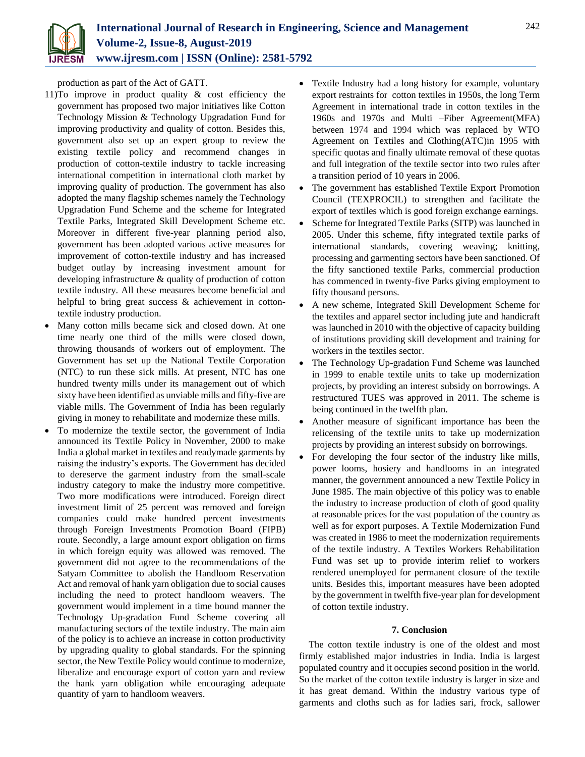production as part of the Act of GATT.

11)To improve in product quality & cost efficiency the government has proposed two major initiatives like Cotton Technology Mission & Technology Upgradation Fund for improving productivity and quality of cotton. Besides this, government also set up an expert group to review the existing textile policy and recommend changes in production of cotton-textile industry to tackle increasing international competition in international cloth market by improving quality of production. The government has also adopted the many flagship schemes namely the Technology Upgradation Fund Scheme and the scheme for Integrated Textile Parks, Integrated Skill Development Scheme etc. Moreover in different five-year planning period also, government has been adopted various active measures for improvement of cotton-textile industry and has increased budget outlay by increasing investment amount for developing infrastructure & quality of production of cotton textile industry. All these measures become beneficial and helpful to bring great success & achievement in cotton-textile industry production.

- Many cotton mills became sick and closed down. At one time nearly one third of the mills were closed down, throwing thousands of workers out of employment. The Government has set up the National Textile Corporation (NTC) to run these sick mills. At present, NTC has one hundred twenty mills under its management out of which sixty have been identified as unviable mills and fifty-five are viable mills. The Government of India has been regularly giving in money to rehabilitate and modernize these mills.
- To modernize the textile sector, the government of India announced its Textile Policy in November, 2000 to make India a global market in textiles and readymade garments by raising the industry's exports. The Government has decided to dereserve the garment industry from the small-scale industry category to make the industry more competitive. Two more modifications were introduced. Foreign direct investment limit of 25 percent was removed and foreign companies could make hundred percent investments through Foreign Investments Promotion Board (FIPB) route. Secondly, a large amount export obligation on firms in which foreign equity was allowed was removed. The government did not agree to the recommendations of the Satyam Committee to abolish the Handloom Reservation Act and removal of hank yarn obligation due to social causes including the need to protect handloom weavers. The government would implement in a time bound manner the Technology Up-gradation Fund Scheme covering all manufacturing sectors of the textile industry. The main aim of the policy is to achieve an increase in cotton productivity by upgrading quality to global standards. For the spinning sector, the New Textile Policy would continue to modernize, liberalize and encourage export of cotton yarn and review the hank yarn obligation while encouraging adequate quantity of yarn to handloom weavers.
- Textile Industry had a long history for example, voluntary export restraints for cotton textiles in 1950s, the long Term Agreement in international trade in cotton textiles in the 1960s and 1970s and Multi –Fiber Agreement(MFA) between 1974 and 1994 which was replaced by WTO Agreement on Textiles and Clothing(ATC)in 1995 with specific quotas and finally ultimate removal of these quotas and full integration of the textile sector into two rules after a transition period of 10 years in 2006.
- The government has established Textile Export Promotion Council (TEXPROCIL) to strengthen and facilitate the export of textiles which is good foreign exchange earnings.
- Scheme for Integrated Textile Parks (SITP) was launched in 2005. Under this scheme, fifty integrated textile parks of international standards, covering weaving; knitting, processing and garmenting sectors have been sanctioned. Of the fifty sanctioned textile Parks, commercial production has commenced in twenty-five Parks giving employment to fifty thousand persons.
- A new scheme, Integrated Skill Development Scheme for the textiles and apparel sector including jute and handicraft was launched in 2010 with the objective of capacity building of institutions providing skill development and training for workers in the textiles sector.
- The Technology Up-gradation Fund Scheme was launched in 1999 to enable textile units to take up modernization projects, by providing an interest subsidy on borrowings. A restructured TUES was approved in 2011. The scheme is being continued in the twelfth plan.
- Another measure of significant importance has been the relicensing of the textile units to take up modernization projects by providing an interest subsidy on borrowings.
- For developing the four sector of the industry like mills, power looms, hosiery and handlooms in an integrated manner, the government announced a new Textile Policy in June 1985. The main objective of this policy was to enable the industry to increase production of cloth of good quality at reasonable prices for the vast population of the country as well as for export purposes. A Textile Modernization Fund was created in 1986 to meet the modernization requirements of the textile industry. A Textiles Workers Rehabilitation Fund was set up to provide interim relief to workers rendered unemployed for permanent closure of the textile units. Besides this, important measures have been adopted by the government in twelfth five-year plan for development of cotton textile industry.

## 7. Conclusion

The cotton textile industry is one of the oldest and most firmly established major industries in India. India is largest populated country and it occupies second position in the world. So the market of the cotton textile industry is larger in size and it has great demand. Within the industry various type of garments and cloths such as for ladies sari, frock, sallower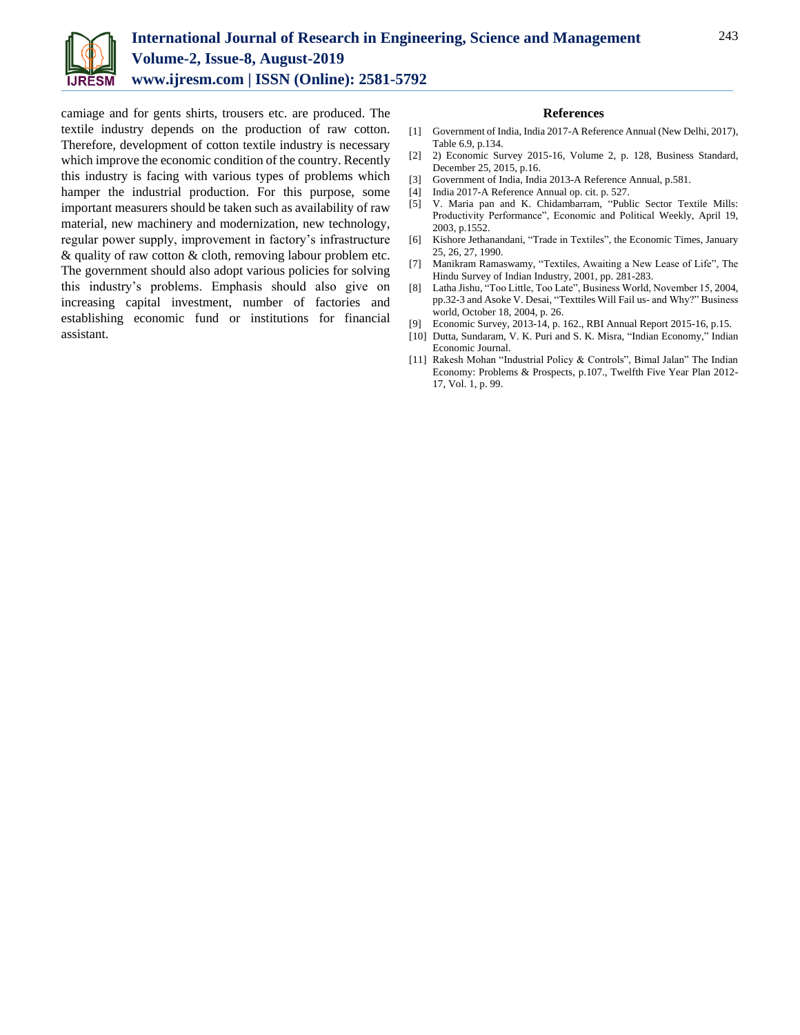camiage and for gents shirts, trousers etc. are produced. The textile industry depends on the production of raw cotton. Therefore, development of cotton textile industry is necessary which improve the economic condition of the country. Recently this industry is facing with various types of problems which hamper the industrial production. For this purpose, some important measurers should be taken such as availability of raw material, new machinery and modernization, new technology, regular power supply, improvement in factory's infrastructure & quality of raw cotton & cloth, removing labour problem etc. The government should also adopt various policies for solving this industry's problems. Emphasis should also give on increasing capital investment, number of factories and establishing economic fund or institutions for financial assistant.

## References

[1] Government of India, India 2017-A Reference Annual (New Delhi, 2017), Table 6.9, p.134.
[2] 2) Economic Survey 2015-16, Volume 2, p. 128, Business Standard, December 25, 2015, p.16.
[3] Government of India, India 2013-A Reference Annual, p.581.
[4] India 2017-A Reference Annual op. cit. p. 527.
[5] V. Maria pan and K. Chidambarram, "Public Sector Textile Mills: Productivity Performance", Economic and Political Weekly, April 19, 2003, p.1552.
[6] Kishore Jethanandani, "Trade in Textiles", the Economic Times, January 25, 26, 27, 1990.
[7] Manikram Ramaswamy, "Textiles, Awaiting a New Lease of Life", The Hindu Survey of Indian Industry, 2001, pp. 281-283.
[8] Latha Jishu, "Too Little, Too Late", Business World, November 15, 2004, pp.32-3 and Asoke V. Desai, "Texttiles Will Fail us- and Why?" Business world, October 18, 2004, p. 26.
[9] Economic Survey, 2013-14, p. 162., RBI Annual Report 2015-16, p.15.
[10] Dutta, Sundaram, V. K. Puri and S. K. Misra, "Indian Economy," Indian Economic Journal.
[11] Rakesh Mohan "Industrial Policy & Controls", Bimal Jalan" The Indian Economy: Problems & Prospects, p.107., Twelfth Five Year Plan 2012-17, Vol. 1, p. 99.